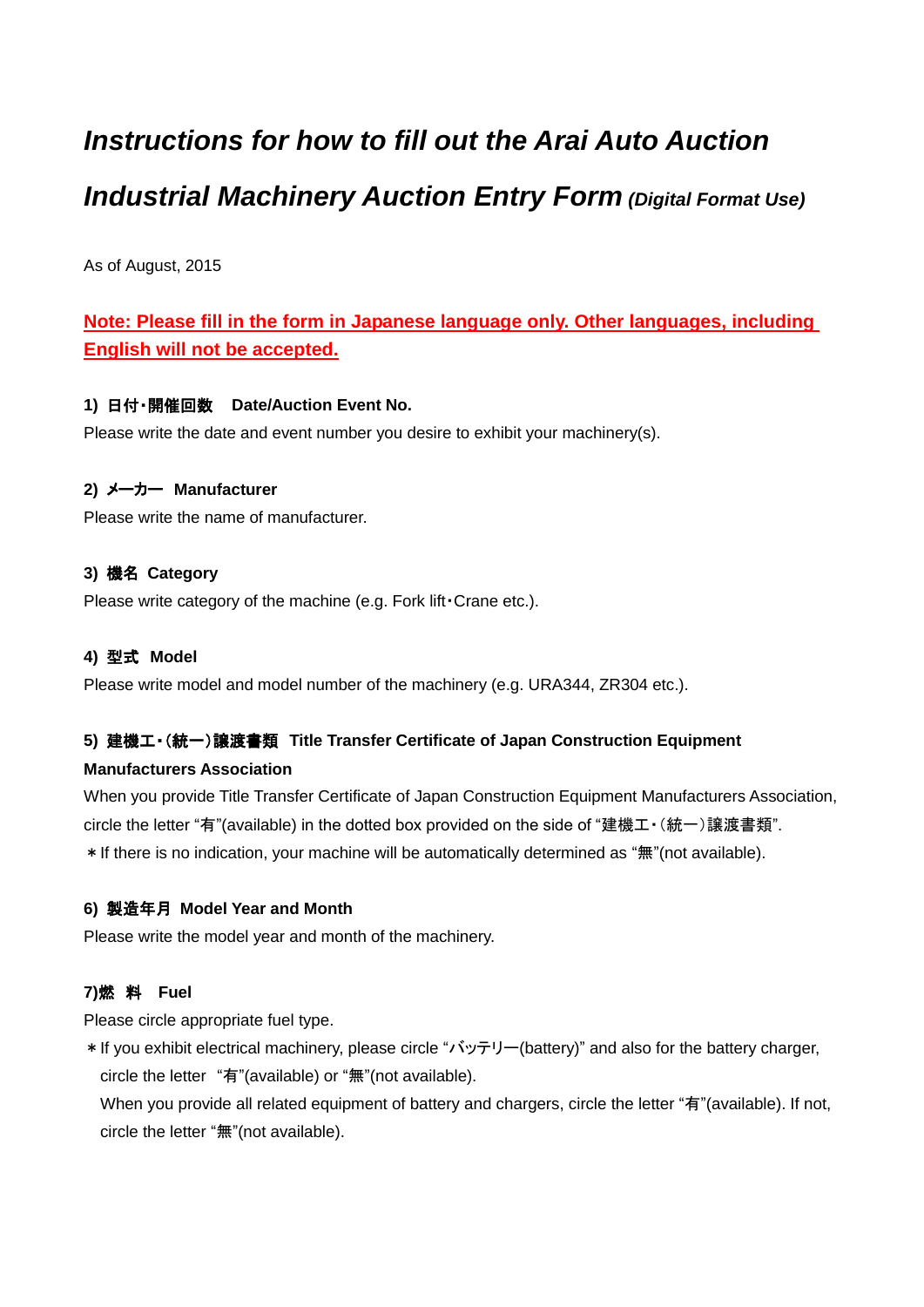# *Instructions for how to fill out the Arai Auto Auction Industrial Machinery Auction Entry Form (Digital Format Use)*

As of August, 2015

**Note: Please fill in the form in Japanese language only. Other languages, including English will not be accepted.**

**1) 日付・開催回数　Date/Auction Event No.**

Please write the date and event number you desire to exhibit your machinery(s).

**2) メーカー　Manufacturer**

Please write the name of manufacturer.

**3) 機名　Category**

Please write category of the machine (e.g. Fork lift・Crane etc.).

**4) 型式　Model**

Please write model and model number of the machinery (e.g. URA344, ZR304 etc.).

**5) 建機工・(統一)譲渡書類　Title Transfer Certificate of Japan Construction Equipment Manufacturers Association**

When you provide Title Transfer Certificate of Japan Construction Equipment Manufacturers Association, circle the letter "有"(available) in the dotted box provided on the side of "建機工・(統一)譲渡書類".

＊If there is no indication, your machine will be automatically determined as "無"(not available).

**6) 製造年月　Model Year and Month**

Please write the model year and month of the machinery.

**7)燃　料　Fuel**

Please circle appropriate fuel type.

＊If you exhibit electrical machinery, please circle "バッテリー(battery)" and also for the battery charger, circle the letter "有"(available) or "無"(not available).
When you provide all related equipment of battery and chargers, circle the letter "有"(available). If not, circle the letter "無"(not available).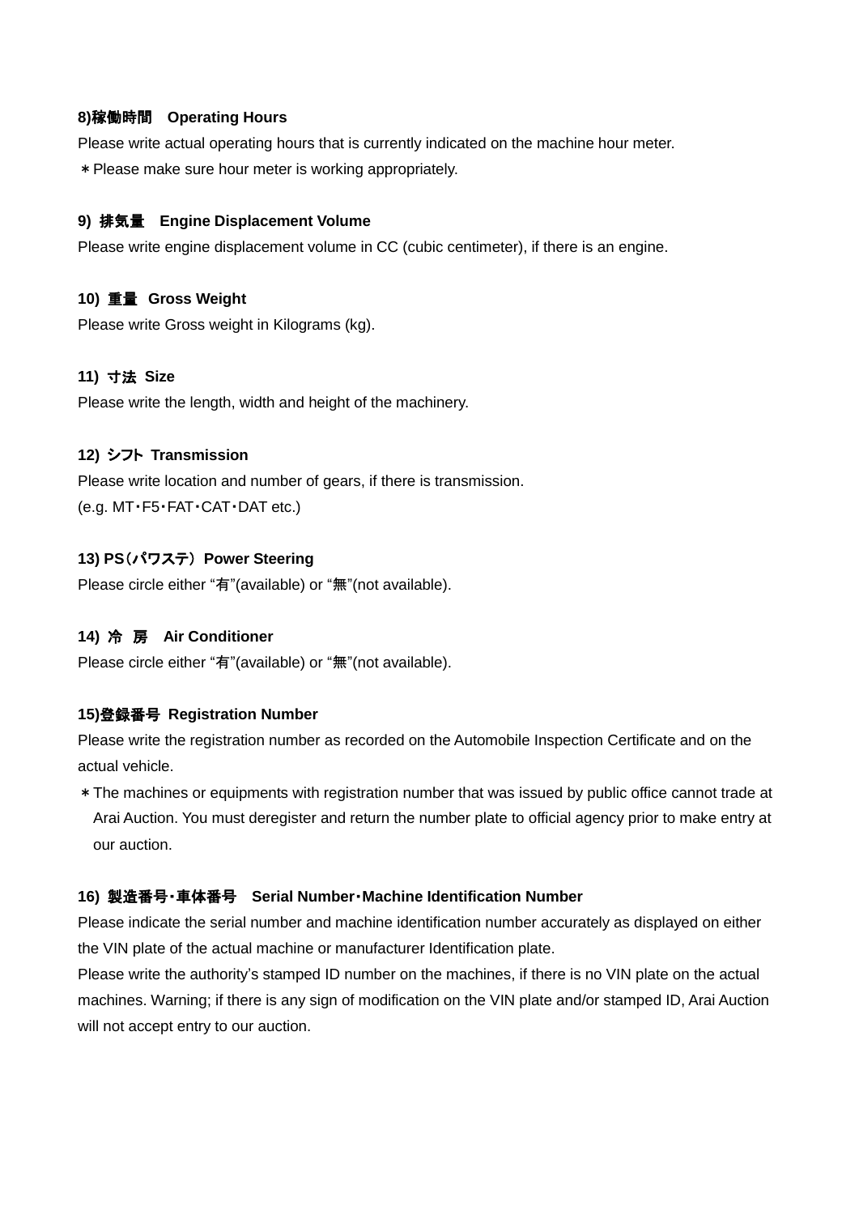**8)稼働時間　Operating Hours**

Please write actual operating hours that is currently indicated on the machine hour meter.

＊Please make sure hour meter is working appropriately.

**9) 排気量　Engine Displacement Volume**

Please write engine displacement volume in CC (cubic centimeter), if there is an engine.

**10) 重量 Gross Weight**

Please write Gross weight in Kilograms (kg).

**11) 寸法 Size**

Please write the length, width and height of the machinery.

**12) シフト Transmission**

Please write location and number of gears, if there is transmission.
(e.g. MT・F5・FAT・CAT・DAT etc.)

**13) PS（パワステ）Power Steering**

Please circle either “有”(available) or “無”(not available).

**14) 冷　房　Air Conditioner**

Please circle either “有”(available) or “無”(not available).

**15)登録番号 Registration Number**

Please write the registration number as recorded on the Automobile Inspection Certificate and on the actual vehicle.

＊The machines or equipments with registration number that was issued by public office cannot trade at Arai Auction. You must deregister and return the number plate to official agency prior to make entry at our auction.

**16) 製造番号・車体番号　Serial Number・Machine Identification Number**

Please indicate the serial number and machine identification number accurately as displayed on either the VIN plate of the actual machine or manufacturer Identification plate.
Please write the authority’s stamped ID number on the machines, if there is no VIN plate on the actual machines. Warning; if there is any sign of modification on the VIN plate and/or stamped ID, Arai Auction will not accept entry to our auction.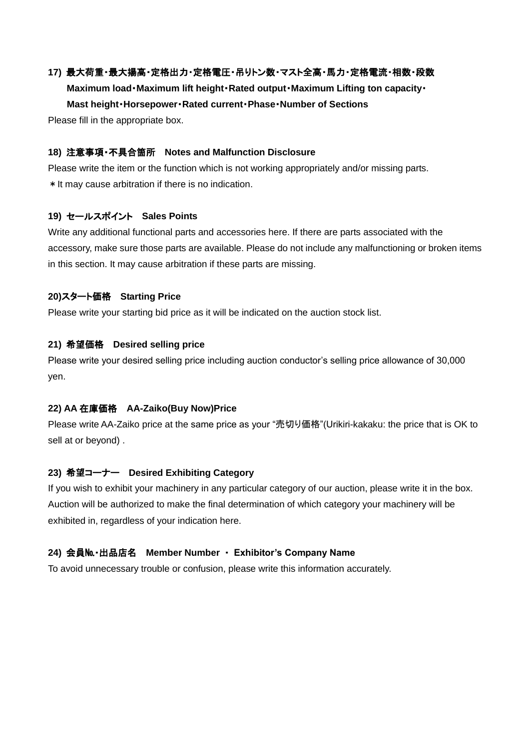**17) 最大荷重･最大揚高･定格出力･定格電圧･吊りトン数･マスト全高･馬力･定格電流･相数･段数**
**Maximum load･Maximum lift height･Rated output･Maximum Lifting ton capacity･ Mast height･Horsepower･Rated current･Phase･Number of Sections**

Please fill in the appropriate box.

**18) 注意事項･不具合箇所　Notes and Malfunction Disclosure**

Please write the item or the function which is not working appropriately and/or missing parts.
＊It may cause arbitration if there is no indication.

**19) セールスポイント　Sales Points**

Write any additional functional parts and accessories here. If there are parts associated with the accessory, make sure those parts are available. Please do not include any malfunctioning or broken items in this section. It may cause arbitration if these parts are missing.

**20)スタート価格　Starting Price**

Please write your starting bid price as it will be indicated on the auction stock list.

**21) 希望価格　Desired selling price**

Please write your desired selling price including auction conductor's selling price allowance of 30,000 yen.

**22) AA 在庫価格　AA-Zaiko(Buy Now)Price**

Please write AA-Zaiko price at the same price as your "売切り価格"(Urikiri-kakaku: the price that is OK to sell at or beyond) .

**23) 希望コーナー　Desired Exhibiting Category**

If you wish to exhibit your machinery in any particular category of our auction, please write it in the box. Auction will be authorized to make the final determination of which category your machinery will be exhibited in, regardless of your indication here.

**24) 会員№･出品店名　Member Number ・ Exhibitor's Company Name**

To avoid unnecessary trouble or confusion, please write this information accurately.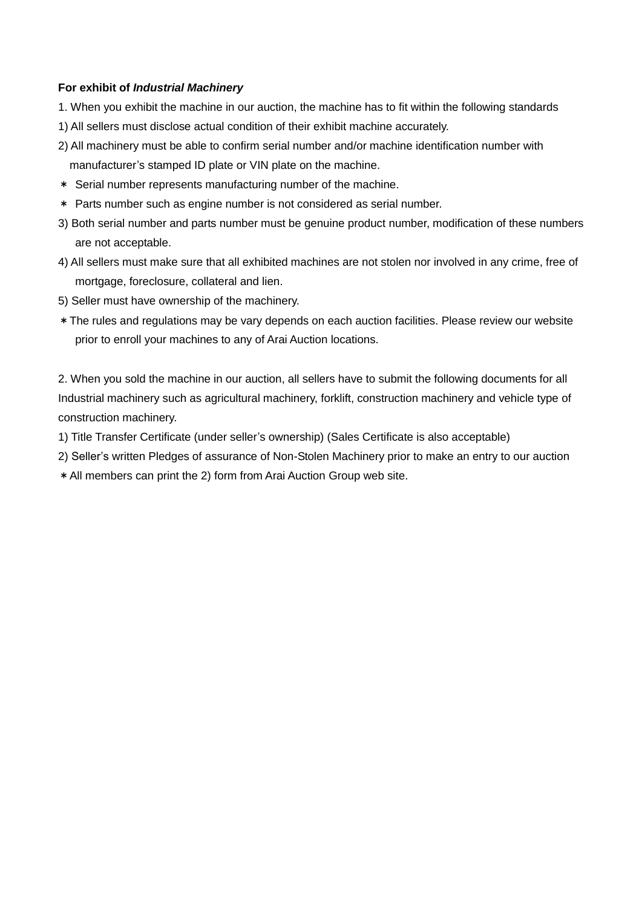**For exhibit of *Industrial Machinery***

1. When you exhibit the machine in our auction, the machine has to fit within the following standards

1) All sellers must disclose actual condition of their exhibit machine accurately.

2) All machinery must be able to confirm serial number and/or machine identification number with manufacturer's stamped ID plate or VIN plate on the machine.

＊ Serial number represents manufacturing number of the machine.

＊ Parts number such as engine number is not considered as serial number.

3) Both serial number and parts number must be genuine product number, modification of these numbers are not acceptable.

4) All sellers must make sure that all exhibited machines are not stolen nor involved in any crime, free of mortgage, foreclosure, collateral and lien.

5) Seller must have ownership of the machinery.

＊The rules and regulations may be vary depends on each auction facilities. Please review our website prior to enroll your machines to any of Arai Auction locations.

2. When you sold the machine in our auction, all sellers have to submit the following documents for all Industrial machinery such as agricultural machinery, forklift, construction machinery and vehicle type of construction machinery.

1) Title Transfer Certificate (under seller's ownership) (Sales Certificate is also acceptable)

2) Seller's written Pledges of assurance of Non-Stolen Machinery prior to make an entry to our auction

＊All members can print the 2) form from Arai Auction Group web site.